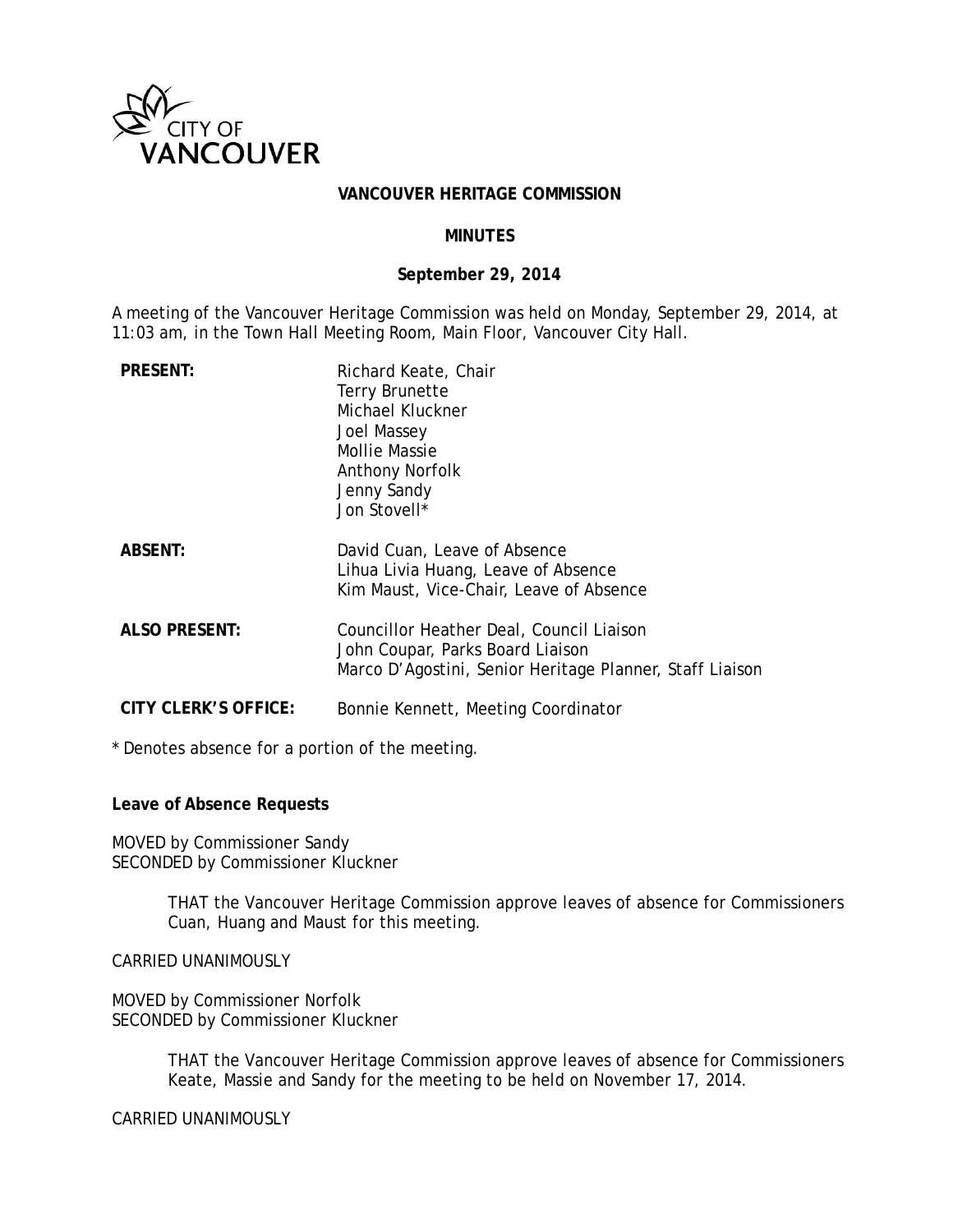**CITY OF VANCOUVER**

# VANCOUVER HERITAGE COMMISSION

## MINUTES

**September 29, 2014**

A meeting of the Vancouver Heritage Commission was held on Monday, September 29, 2014, at 11:03 am, in the Town Hall Meeting Room, Main Floor, Vancouver City Hall.

| | |
|---|---|
| **PRESENT:** | Richard Keate, Chair<br>Terry Brunette<br>Michael Kluckner<br>Joel Massey<br>Mollie Massie<br>Anthony Norfolk<br>Jenny Sandy<br>Jon Stovell* |
| **ABSENT:** | David Cuan, Leave of Absence<br>Lihua Livia Huang, Leave of Absence<br>Kim Maust, Vice-Chair, Leave of Absence |
| **ALSO PRESENT:** | Councillor Heather Deal, Council Liaison<br>John Coupar, Parks Board Liaison<br>Marco D'Agostini, Senior Heritage Planner, Staff Liaison |
| **CITY CLERK'S OFFICE:** | Bonnie Kennett, Meeting Coordinator |

* Denotes absence for a portion of the meeting.

**Leave of Absence Requests**

MOVED by Commissioner Sandy
SECONDED by Commissioner Kluckner

> THAT the Vancouver Heritage Commission approve leaves of absence for Commissioners Cuan, Huang and Maust for this meeting.

CARRIED UNANIMOUSLY

MOVED by Commissioner Norfolk
SECONDED by Commissioner Kluckner

> THAT the Vancouver Heritage Commission approve leaves of absence for Commissioners Keate, Massie and Sandy for the meeting to be held on November 17, 2014.

CARRIED UNANIMOUSLY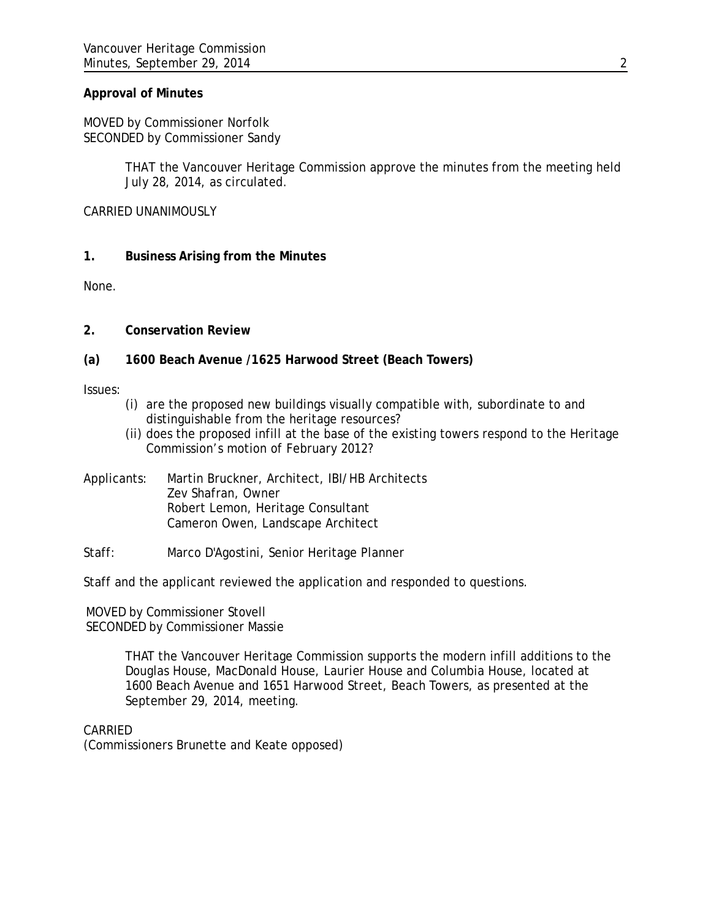**Approval of Minutes**

MOVED by Commissioner Norfolk
SECONDED by Commissioner Sandy

> THAT the Vancouver Heritage Commission approve the minutes from the meeting held July 28, 2014, as circulated.

CARRIED UNANIMOUSLY

**1. Business Arising from the Minutes**

None.

**2. Conservation Review**

**(a) 1600 Beach Avenue /1625 Harwood Street (Beach Towers)**

Issues:

(i) are the proposed new buildings visually compatible with, subordinate to and distinguishable from the heritage resources?

(ii) does the proposed infill at the base of the existing towers respond to the Heritage Commission's motion of February 2012?

Applicants: Martin Bruckner, Architect, IBI/HB Architects
Zev Shafran, Owner
Robert Lemon, Heritage Consultant
Cameron Owen, Landscape Architect

Staff: Marco D'Agostini, Senior Heritage Planner

Staff and the applicant reviewed the application and responded to questions.

MOVED by Commissioner Stovell
SECONDED by Commissioner Massie

> THAT the Vancouver Heritage Commission supports the modern infill additions to the Douglas House, MacDonald House, Laurier House and Columbia House, located at 1600 Beach Avenue and 1651 Harwood Street, Beach Towers, as presented at the September 29, 2014, meeting.

CARRIED
(Commissioners Brunette and Keate opposed)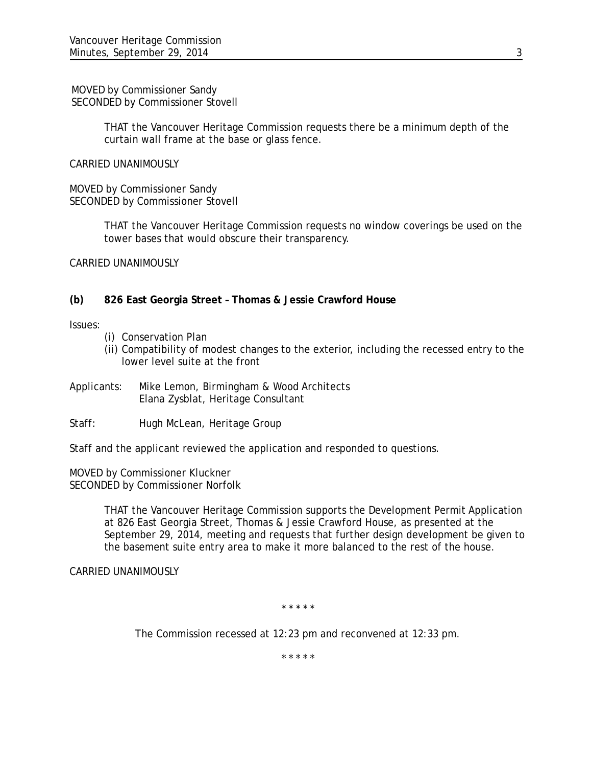MOVED by Commissioner Sandy
SECONDED by Commissioner Stovell

> THAT the Vancouver Heritage Commission requests there be a minimum depth of the curtain wall frame at the base or glass fence.

CARRIED UNANIMOUSLY

MOVED by Commissioner Sandy
SECONDED by Commissioner Stovell

> THAT the Vancouver Heritage Commission requests no window coverings be used on the tower bases that would obscure their transparency.

CARRIED UNANIMOUSLY

**(b) 826 East Georgia Street – Thomas & Jessie Crawford House**

Issues:

- (i) Conservation Plan
- (ii) Compatibility of modest changes to the exterior, including the recessed entry to the lower level suite at the front

Applicants: Mike Lemon, Birmingham & Wood Architects
Elana Zysblat, Heritage Consultant

Staff: Hugh McLean, Heritage Group

Staff and the applicant reviewed the application and responded to questions.

MOVED by Commissioner Kluckner
SECONDED by Commissioner Norfolk

> THAT the Vancouver Heritage Commission supports the Development Permit Application at 826 East Georgia Street, Thomas & Jessie Crawford House, as presented at the September 29, 2014, meeting and requests that further design development be given to the basement suite entry area to make it more balanced to the rest of the house.

CARRIED UNANIMOUSLY

\* \* \* \* \*

The Commission recessed at 12:23 pm and reconvened at 12:33 pm.

\* \* \* \* \*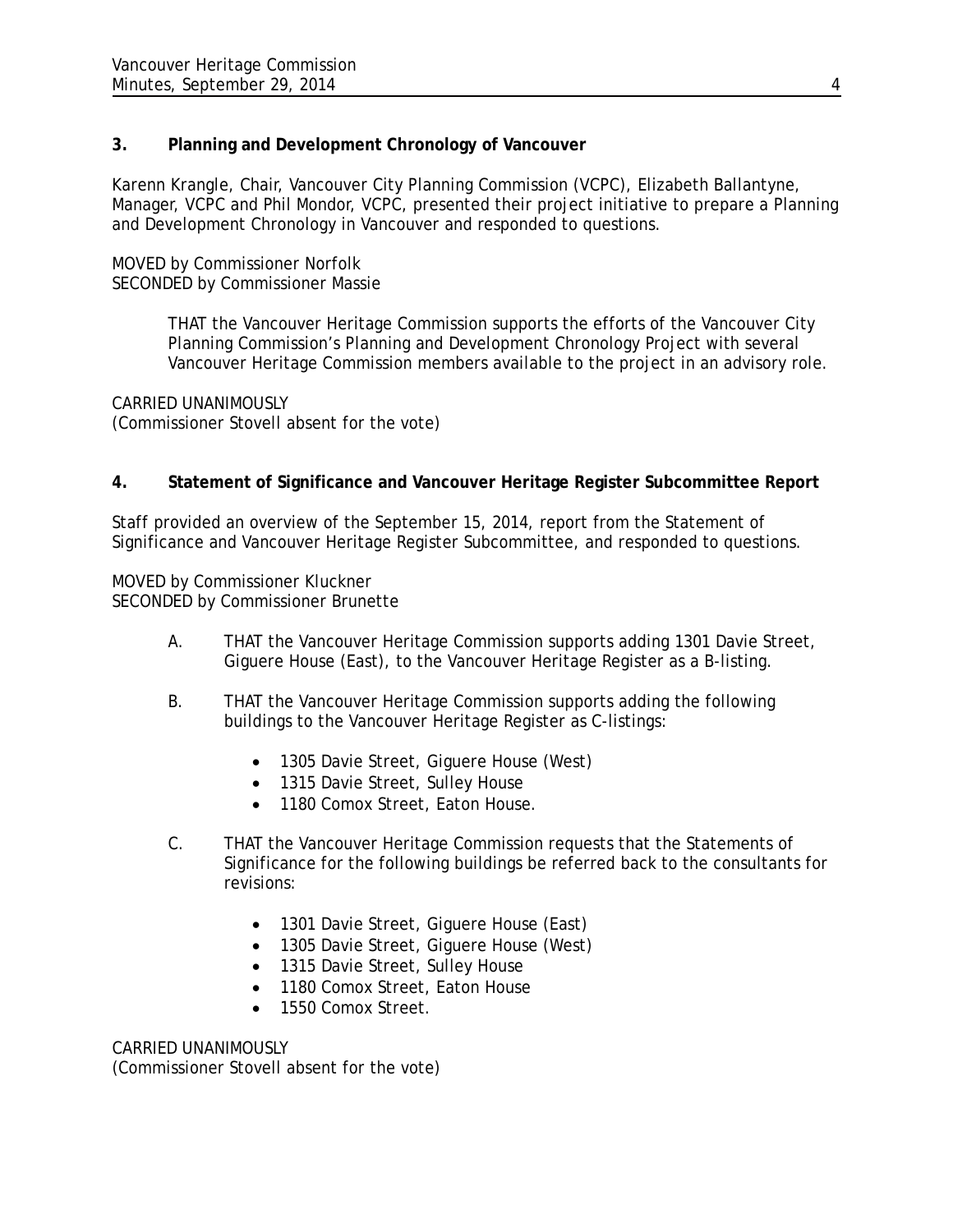### 3. Planning and Development Chronology of Vancouver

Karenn Krangle, Chair, Vancouver City Planning Commission (VCPC), Elizabeth Ballantyne, Manager, VCPC and Phil Mondor, VCPC, presented their project initiative to prepare a Planning and Development Chronology in Vancouver and responded to questions.

MOVED by Commissioner Norfolk
SECONDED by Commissioner Massie

> THAT the Vancouver Heritage Commission supports the efforts of the Vancouver City Planning Commission's Planning and Development Chronology Project with several Vancouver Heritage Commission members available to the project in an advisory role.

CARRIED UNANIMOUSLY
(Commissioner Stovell absent for the vote)

### 4. Statement of Significance and Vancouver Heritage Register Subcommittee Report

Staff provided an overview of the September 15, 2014, report from the Statement of Significance and Vancouver Heritage Register Subcommittee, and responded to questions.

MOVED by Commissioner Kluckner
SECONDED by Commissioner Brunette

A. THAT the Vancouver Heritage Commission supports adding 1301 Davie Street, Giguere House (East), to the Vancouver Heritage Register as a B-listing.

B. THAT the Vancouver Heritage Commission supports adding the following buildings to the Vancouver Heritage Register as C-listings:

- 1305 Davie Street, Giguere House (West)
- 1315 Davie Street, Sulley House
- 1180 Comox Street, Eaton House.

C. THAT the Vancouver Heritage Commission requests that the Statements of Significance for the following buildings be referred back to the consultants for revisions:

- 1301 Davie Street, Giguere House (East)
- 1305 Davie Street, Giguere House (West)
- 1315 Davie Street, Sulley House
- 1180 Comox Street, Eaton House
- 1550 Comox Street.

CARRIED UNANIMOUSLY
(Commissioner Stovell absent for the vote)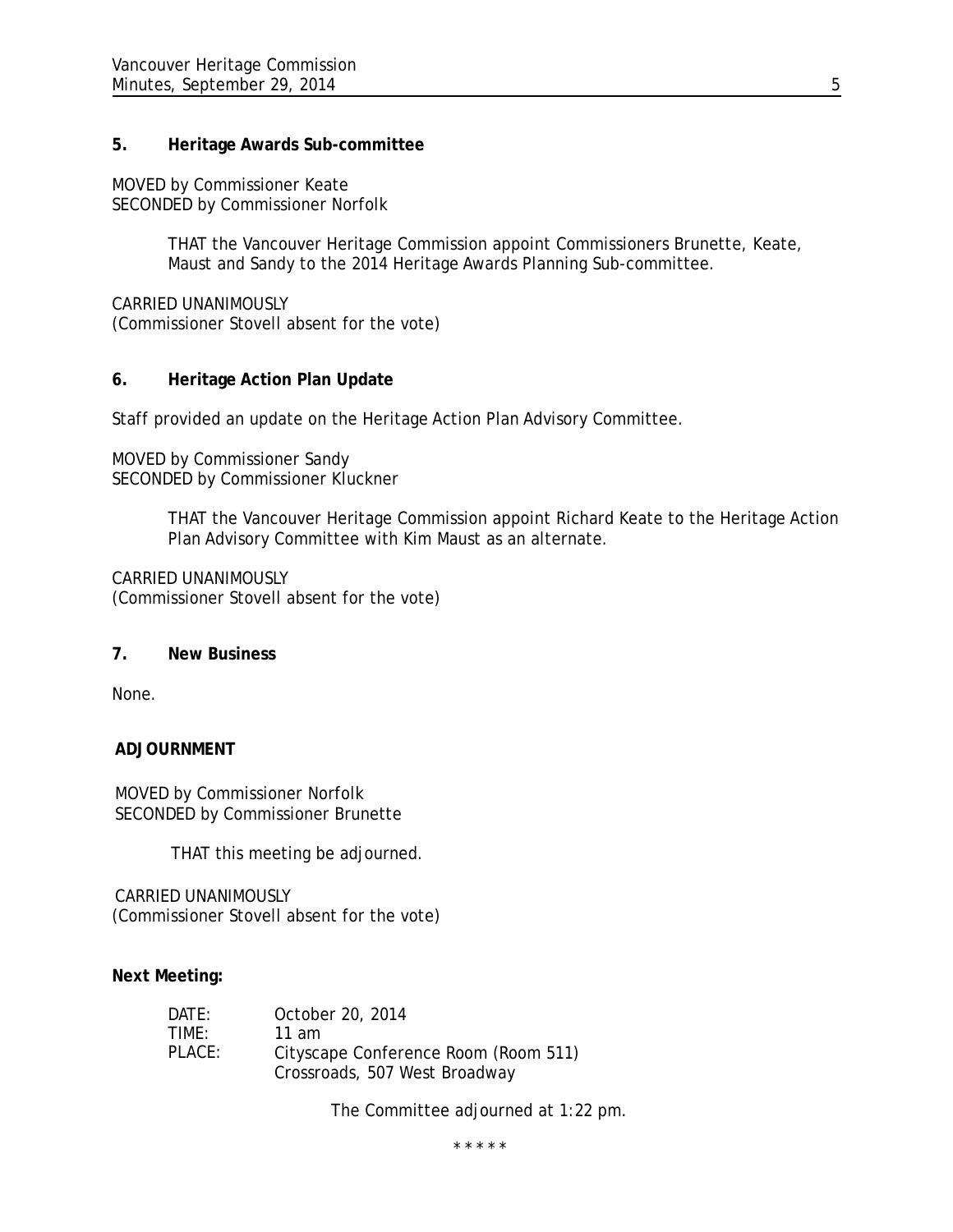## 5. Heritage Awards Sub-committee

MOVED by Commissioner Keate
SECONDED by Commissioner Norfolk

> THAT the Vancouver Heritage Commission appoint Commissioners Brunette, Keate, Maust and Sandy to the 2014 Heritage Awards Planning Sub-committee.

CARRIED UNANIMOUSLY
(Commissioner Stovell absent for the vote)

## 6. Heritage Action Plan Update

Staff provided an update on the Heritage Action Plan Advisory Committee.

MOVED by Commissioner Sandy
SECONDED by Commissioner Kluckner

> THAT the Vancouver Heritage Commission appoint Richard Keate to the Heritage Action Plan Advisory Committee with Kim Maust as an alternate.

CARRIED UNANIMOUSLY
(Commissioner Stovell absent for the vote)

## 7. New Business

None.

## ADJOURNMENT

MOVED by Commissioner Norfolk
SECONDED by Commissioner Brunette

> THAT this meeting be adjourned.

CARRIED UNANIMOUSLY
(Commissioner Stovell absent for the vote)

**Next Meeting:**

| | |
|---|---|
| DATE: | October 20, 2014 |
| TIME: | 11 am |
| PLACE: | Cityscape Conference Room (Room 511)<br>Crossroads, 507 West Broadway |

The Committee adjourned at 1:22 pm.

\* \* \* \* \*